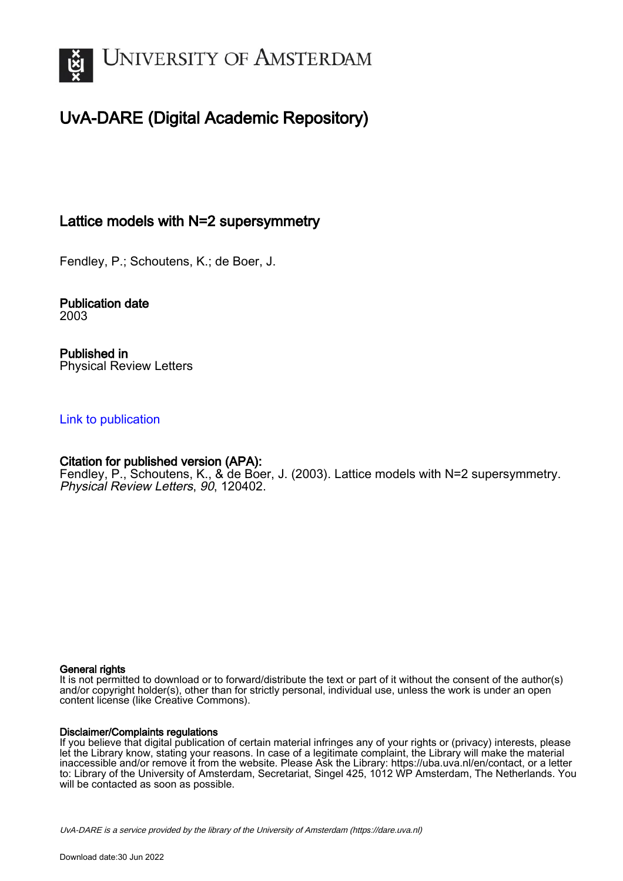# UvA-DARE (Digital Academic Repository)

## Lattice models with N=2 supersymmetry

Fendley, P.; Schoutens, K.; de Boer, J.

**Publication date**
2003

**Published in**
Physical Review Letters

Link to publication

**Citation for published version (APA):**
Fendley, P., Schoutens, K., & de Boer, J. (2003). Lattice models with N=2 supersymmetry. *Physical Review Letters*, *90*, 120402.

**General rights**
It is not permitted to download or to forward/distribute the text or part of it without the consent of the author(s) and/or copyright holder(s), other than for strictly personal, individual use, unless the work is under an open content license (like Creative Commons).

**Disclaimer/Complaints regulations**
If you believe that digital publication of certain material infringes any of your rights or (privacy) interests, please let the Library know, stating your reasons. In case of a legitimate complaint, the Library will make the material inaccessible and/or remove it from the website. Please Ask the Library: https://uba.uva.nl/en/contact, or a letter to: Library of the University of Amsterdam, Secretariat, Singel 425, 1012 WP Amsterdam, The Netherlands. You will be contacted as soon as possible.

UvA-DARE is a service provided by the library of the University of Amsterdam (https://dare.uva.nl)

Download date:30 Jun 2022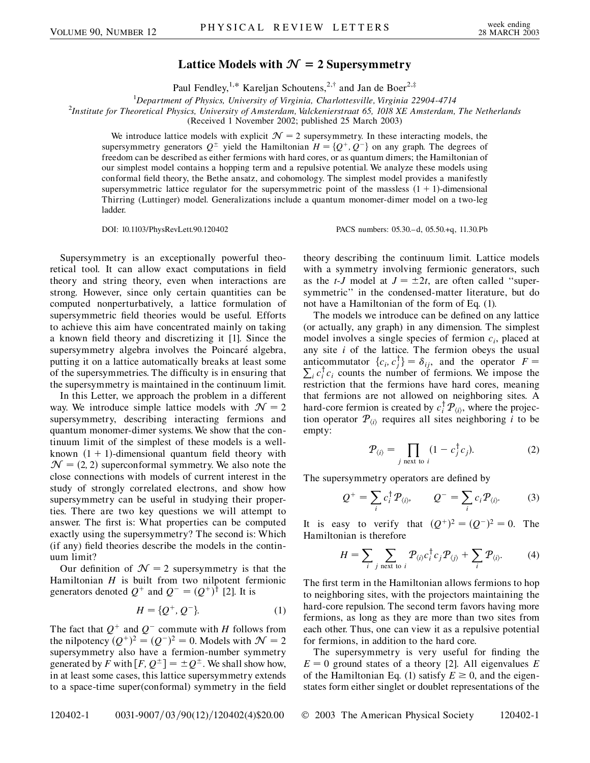# Lattice Models with $\mathcal{N} = 2$ Supersymmetry

Paul Fendley,[1,*] Kareljan Schoutens,[2,†] and Jan de Boer[2,‡]

[1]*Department of Physics, University of Virginia, Charlottesville, Virginia 22904-4714*
[2]*Institute for Theoretical Physics, University of Amsterdam, Valckenierstraat 65, 1018 XE Amsterdam, The Netherlands*
(Received 1 November 2002; published 25 March 2003)

We introduce lattice models with explicit $\mathcal{N} = 2$ supersymmetry. In these interacting models, the supersymmetry generators $Q^{\pm}$ yield the Hamiltonian $H = \{Q^+, Q^-\}$ on any graph. The degrees of freedom can be described as either fermions with hard cores, or as quantum dimers; the Hamiltonian of our simplest model contains a hopping term and a repulsive potential. We analyze these models using conformal field theory, the Bethe ansatz, and cohomology. The simplest model provides a manifestly supersymmetric lattice regulator for the supersymmetric point of the massless $(1 + 1)$-dimensional Thirring (Luttinger) model. Generalizations include a quantum monomer-dimer model on a two-leg ladder.

DOI: 10.1103/PhysRevLett.90.120402 PACS numbers: 05.30.–d, 05.50.+q, 11.30.Pb

Supersymmetry is an exceptionally powerful theoretical tool. It can allow exact computations in field theory and string theory, even when interactions are strong. However, since only certain quantities can be computed nonperturbatively, a lattice formulation of supersymmetric field theories would be useful. Efforts to achieve this aim have concentrated mainly on taking a known field theory and discretizing it [1]. Since the supersymmetry algebra involves the Poincaré algebra, putting it on a lattice automatically breaks at least some of the supersymmetries. The difficulty is in ensuring that the supersymmetry is maintained in the continuum limit.

In this Letter, we approach the problem in a different way. We introduce simple lattice models with $\mathcal{N} = 2$ supersymmetry, describing interacting fermions and quantum monomer-dimer systems. We show that the continuum limit of the simplest of these models is a well-known $(1 + 1)$-dimensional quantum field theory with $\mathcal{N} = (2, 2)$ superconformal symmetry. We also note the close connections with models of current interest in the study of strongly correlated electrons, and show how supersymmetry can be useful in studying their properties. There are two key questions we will attempt to answer. The first is: What properties can be computed exactly using the supersymmetry? The second is: Which (if any) field theories describe the models in the continuum limit?

Our definition of $\mathcal{N} = 2$ supersymmetry is that the Hamiltonian $H$ is built from two nilpotent fermionic generators denoted $Q^+$ and $Q^- = (Q^+)^{\dagger}$ [2]. It is

$$H = \{Q^+, Q^-\}. \tag{1}$$

The fact that $Q^+$ and $Q^-$ commute with $H$ follows from the nilpotency $(Q^+)^2 = (Q^-)^2 = 0$. Models with $\mathcal{N} = 2$ supersymmetry also have a fermion-number symmetry generated by $F$ with $[F, Q^{\pm}] = \pm Q^{\pm}$. We shall show how, in at least some cases, this lattice supersymmetry extends to a space-time super(conformal) symmetry in the field theory describing the continuum limit. Lattice models with a symmetry involving fermionic generators, such as the $t$-$J$ model at $J = \pm 2t$, are often called "supersymmetric" in the condensed-matter literature, but do not have a Hamiltonian of the form of Eq. (1).

The models we introduce can be defined on any lattice (or actually, any graph) in any dimension. The simplest model involves a single species of fermion $c_i$, placed at any site $i$ of the lattice. The fermion obeys the usual anticommutator $\{c_i, c_j^{\dagger}\} = \delta_{ij}$, and the operator $F = \sum_i c_i^{\dagger} c_i$ counts the number of fermions. We impose the restriction that the fermions have hard cores, meaning that fermions are not allowed on neighboring sites. A hard-core fermion is created by $c_i^{\dagger} \mathcal{P}_{\langle i \rangle}$, where the projection operator $\mathcal{P}_{\langle i \rangle}$ requires all sites neighboring $i$ to be empty:

$$\mathcal{P}_{\langle i \rangle} = \prod_{j \text{ next to } i} (1 - c_j^{\dagger} c_j). \tag{2}$$

The supersymmetry operators are defined by

$$Q^+ = \sum_i c_i^{\dagger} \mathcal{P}_{\langle i \rangle}, \qquad Q^- = \sum_i c_i \mathcal{P}_{\langle i \rangle}. \tag{3}$$

It is easy to verify that $(Q^+)^2 = (Q^-)^2 = 0$. The Hamiltonian is therefore

$$H = \sum_i \sum_{j \text{ next to } i} \mathcal{P}_{\langle i \rangle} c_i^{\dagger} c_j \mathcal{P}_{\langle j \rangle} + \sum_i \mathcal{P}_{\langle i \rangle}. \tag{4}$$

The first term in the Hamiltonian allows fermions to hop to neighboring sites, with the projectors maintaining the hard-core repulsion. The second term favors having more fermions, as long as they are more than two sites from each other. Thus, one can view it as a repulsive potential for fermions, in addition to the hard core.

The supersymmetry is very useful for finding the $E = 0$ ground states of a theory [2]. All eigenvalues $E$ of the Hamiltonian Eq. (1) satisfy $E \geq 0$, and the eigenstates form either singlet or doublet representations of the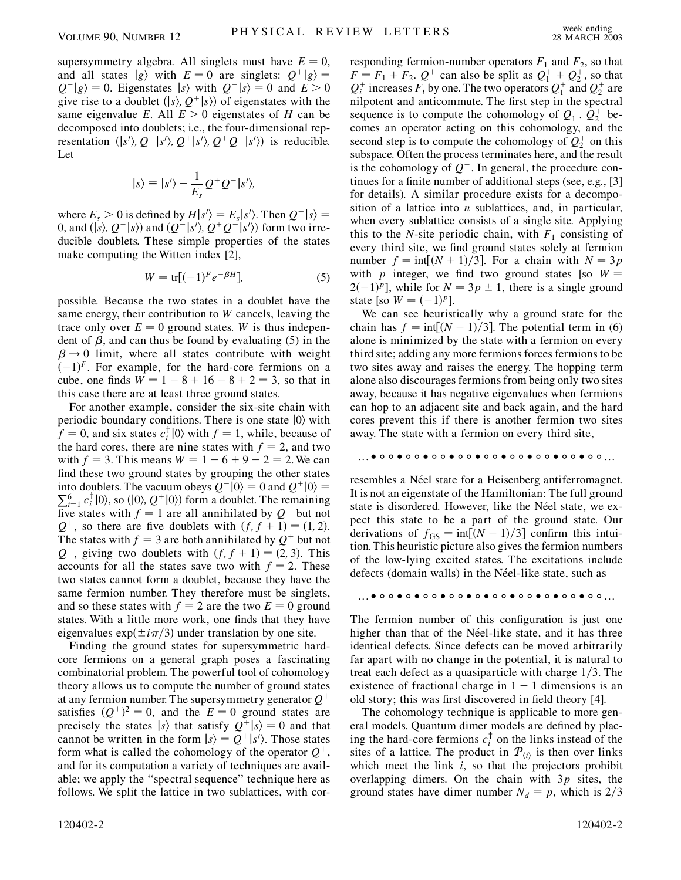supersymmetry algebra. All singlets must have $E = 0$, and all states $|g\rangle$ with $E = 0$ are singlets: $Q^+|g\rangle = Q^-|g\rangle = 0$. Eigenstates $|s\rangle$ with $Q^-|s\rangle = 0$ and $E > 0$ give rise to a doublet $(|s\rangle, Q^+|s\rangle)$ of eigenstates with the same eigenvalue $E$. All $E > 0$ eigenstates of $H$ can be decomposed into doublets; i.e., the four-dimensional representation $(|s'\rangle, Q^-|s'\rangle, Q^+|s'\rangle, Q^+Q^-|s'\rangle)$ is reducible. Let

$$|s\rangle \equiv |s'\rangle - \frac{1}{E_s} Q^+ Q^- |s'\rangle,$$

where $E_s > 0$ is defined by $H|s'\rangle = E_s|s'\rangle$. Then $Q^-|s\rangle = 0$, and $(|s\rangle, Q^+|s\rangle)$ and $(Q^-|s'\rangle, Q^+Q^-|s'\rangle)$ form two irreducible doublets. These simple properties of the states make computing the Witten index [2],

$$W = \mathrm{tr}[(-1)^F e^{-\beta H}], \tag{5}$$

possible. Because the two states in a doublet have the same energy, their contribution to $W$ cancels, leaving the trace only over $E = 0$ ground states. $W$ is thus independent of $\beta$, and can thus be found by evaluating (5) in the $\beta \to 0$ limit, where all states contribute with weight $(-1)^F$. For example, for the hard-core fermions on a cube, one finds $W = 1 - 8 + 16 - 8 + 2 = 3$, so that in this case there are at least three ground states.

For another example, consider the six-site chain with periodic boundary conditions. There is one state $|0\rangle$ with $f = 0$, and six states $c_i^\dagger|0\rangle$ with $f = 1$, while, because of the hard cores, there are nine states with $f = 2$, and two with $f = 3$. This means $W = 1 - 6 + 9 - 2 = 2$. We can find these two ground states by grouping the other states into doublets. The vacuum obeys $Q^-|0\rangle = 0$ and $Q^+|0\rangle = \sum_{i=1}^{6} c_i^\dagger|0\rangle$, so $(|0\rangle, Q^+|0\rangle)$ form a doublet. The remaining five states with $f = 1$ are all annihilated by $Q^-$ but not $Q^+$, so there are five doublets with $(f, f+1) = (1, 2)$. The states with $f = 3$ are both annihilated by $Q^+$ but not $Q^-$, giving two doublets with $(f, f+1) = (2, 3)$. This accounts for all the states save two with $f = 2$. These two states cannot form a doublet, because they have the same fermion number. They therefore must be singlets, and so these states with $f = 2$ are the two $E = 0$ ground states. With a little more work, one finds that they have eigenvalues $\exp(\pm i\pi/3)$ under translation by one site.

Finding the ground states for supersymmetric hard-core fermions on a general graph poses a fascinating combinatorial problem. The powerful tool of cohomology theory allows us to compute the number of ground states at any fermion number. The supersymmetry generator $Q^+$ satisfies $(Q^+)^2 = 0$, and the $E = 0$ ground states are precisely the states $|s\rangle$ that satisfy $Q^+|s\rangle = 0$ and that cannot be written in the form $|s\rangle = Q^+|s'\rangle$. Those states form what is called the cohomology of the operator $Q^+$, and for its computation a variety of techniques are available; we apply the "spectral sequence" technique here as follows. We split the lattice in two sublattices, with corresponding fermion-number operators $F_1$ and $F_2$, so that $F = F_1 + F_2$. $Q^+$ can also be split as $Q_1^+ + Q_2^+$, so that $Q_i^+$ increases $F_i$ by one. The two operators $Q_1^+$ and $Q_2^+$ are nilpotent and anticommute. The first step in the spectral sequence is to compute the cohomology of $Q_1^+$. $Q_2^+$ becomes an operator acting on this cohomology, and the second step is to compute the cohomology of $Q_2^+$ on this subspace. Often the process terminates here, and the result is the cohomology of $Q^+$. In general, the procedure continues for a finite number of additional steps (see, e.g., [3] for details). A similar procedure exists for a decomposition of a lattice into $n$ sublattices, and, in particular, when every sublattice consists of a single site. Applying this to the $N$-site periodic chain, with $F_1$ consisting of every third site, we find ground states solely at fermion number $f = \mathrm{int}[(N+1)/3]$. For a chain with $N = 3p$ with $p$ integer, we find two ground states [so $W = 2(-1)^p$], while for $N = 3p \pm 1$, there is a single ground state [so $W = (-1)^p$].

We can see heuristically why a ground state for the chain has $f = \mathrm{int}[(N+1)/3]$. The potential term in (6) alone is minimized by the state with a fermion on every third site; adding any more fermions forces fermions to be two sites away and raises the energy. The hopping term alone also discourages fermions from being only two sites away, because it has negative eigenvalues when fermions can hop to an adjacent site and back again, and the hard cores prevent this if there is another fermion two sites away. The state with a fermion on every third site,

…●○○●○○●○○●○○●○○●○○●○○●○○●○○●○○…

resembles a Néel state for a Heisenberg antiferromagnet. It is not an eigenstate of the Hamiltonian: The full ground state is disordered. However, like the Néel state, we expect this state to be a part of the ground state. Our derivations of $f_{GS} = \mathrm{int}[(N+1)/3]$ confirm this intuition. This heuristic picture also gives the fermion numbers of the low-lying excited states. The excitations include defects (domain walls) in the Néel-like state, such as

…●○○●○●○○●○○●○○●○○●○○●○○●○○●○○…

The fermion number of this configuration is just one higher than that of the Néel-like state, and it has three identical defects. Since defects can be moved arbitrarily far apart with no change in the potential, it is natural to treat each defect as a quasiparticle with charge $1/3$. The existence of fractional charge in $1 + 1$ dimensions is an old story; this was first discovered in field theory [4].

The cohomology technique is applicable to more general models. Quantum dimer models are defined by placing the hard-core fermions $c_i^\dagger$ on the links instead of the sites of a lattice. The product in $\mathcal{P}_{\langle i \rangle}$ is then over links which meet the link $i$, so that the projectors prohibit overlapping dimers. On the chain with $3p$ sites, the ground states have dimer number $N_d = p$, which is 2/3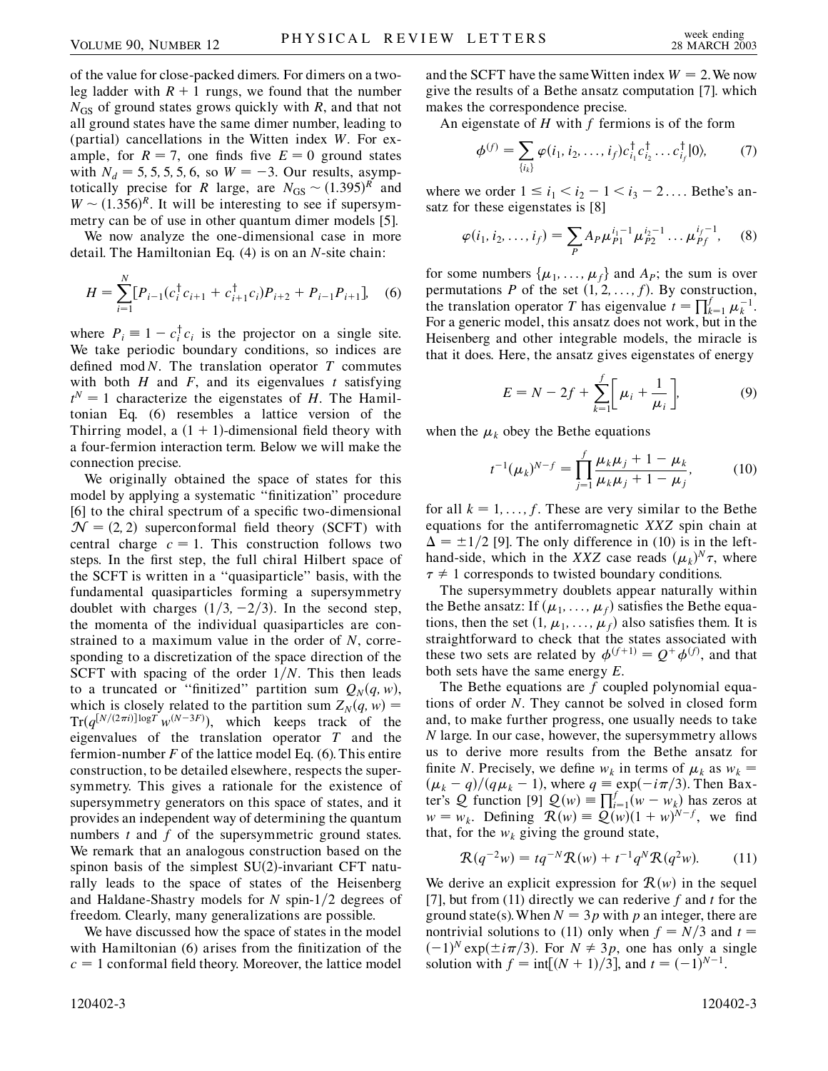of the value for close-packed dimers. For dimers on a two-leg ladder with $R + 1$ rungs, we found that the number $N_{GS}$ of ground states grows quickly with $R$, and that not all ground states have the same dimer number, leading to (partial) cancellations in the Witten index $W$. For example, for $R = 7$, one finds five $E = 0$ ground states with $N_d = 5, 5, 5, 5, 6$, so $W = -3$. Our results, asymptotically precise for $R$ large, are $N_{GS} \sim (1.395)^R$ and $W \sim (1.356)^R$. It will be interesting to see if supersymmetry can be of use in other quantum dimer models [5].

We now analyze the one-dimensional case in more detail. The Hamiltonian Eq. (4) is on an $N$-site chain:

$$H = \sum_{i=1}^{N} [P_{i-1}(c_i^\dagger c_{i+1} + c_{i+1}^\dagger c_i)P_{i+2} + P_{i-1}P_{i+1}], \quad (6)$$

where $P_i \equiv 1 - c_i^\dagger c_i$ is the projector on a single site. We take periodic boundary conditions, so indices are defined mod $N$. The translation operator $T$ commutes with both $H$ and $F$, and its eigenvalues $t$ satisfying $t^N = 1$ characterize the eigenstates of $H$. The Hamiltonian Eq. (6) resembles a lattice version of the Thirring model, a $(1 + 1)$-dimensional field theory with a four-fermion interaction term. Below we will make the connection precise.

We originally obtained the space of states for this model by applying a systematic "finitization" procedure [6] to the chiral spectrum of a specific two-dimensional $\mathcal{N} = (2, 2)$ superconformal field theory (SCFT) with central charge $c = 1$. This construction follows two steps. In the first step, the full chiral Hilbert space of the SCFT is written in a "quasiparticle" basis, with the fundamental quasiparticles forming a supersymmetry doublet with charges $(1/3, -2/3)$. In the second step, the momenta of the individual quasiparticles are constrained to a maximum value in the order of $N$, corresponding to a discretization of the space direction of the SCFT with spacing of the order $1/N$. This then leads to a truncated or "finitized" partition sum $Q_N(q, w)$, which is closely related to the partition sum $Z_N(q, w) = \mathrm{Tr}(q^{[N/(2\pi i)]\log T} w^{(N-3F)})$, which keeps track of the eigenvalues of the translation operator $T$ and the fermion-number $F$ of the lattice model Eq. (6). This entire construction, to be detailed elsewhere, respects the supersymmetry. This gives a rationale for the existence of supersymmetry generators on this space of states, and it provides an independent way of determining the quantum numbers $t$ and $f$ of the supersymmetric ground states. We remark that an analogous construction based on the spinon basis of the simplest SU(2)-invariant CFT naturally leads to the space of states of the Heisenberg and Haldane-Shastry models for $N$ spin-$1/2$ degrees of freedom. Clearly, many generalizations are possible.

We have discussed how the space of states in the model with Hamiltonian (6) arises from the finitization of the $c = 1$ conformal field theory. Moreover, the lattice model and the SCFT have the same Witten index $W = 2$. We now give the results of a Bethe ansatz computation [7]. which makes the correspondence precise.

An eigenstate of $H$ with $f$ fermions is of the form

$$\phi^{(f)} = \sum_{\{i_k\}} \varphi(i_1, i_2, \ldots, i_f) c_{i_1}^\dagger c_{i_2}^\dagger \ldots c_{i_f}^\dagger |0\rangle, \quad (7)$$

where we order $1 \leq i_1 < i_2 - 1 < i_3 - 2 \ldots$. Bethe's ansatz for these eigenstates is [8]

$$\varphi(i_1, i_2, \ldots, i_f) = \sum_P A_P \mu_{P1}^{i_1 - 1} \mu_{P2}^{i_2 - 1} \ldots \mu_{Pf}^{i_f - 1}, \quad (8)$$

for some numbers $\{\mu_1, \ldots, \mu_f\}$ and $A_P$; the sum is over permutations $P$ of the set $(1, 2, \ldots, f)$. By construction, the translation operator $T$ has eigenvalue $t = \prod_{k=1}^{f} \mu_k^{-1}$. For a generic model, this ansatz does not work, but in the Heisenberg and other integrable models, the miracle is that it does. Here, the ansatz gives eigenstates of energy

$$E = N - 2f + \sum_{k=1}^{f} \left[ \mu_i + \frac{1}{\mu_i} \right], \quad (9)$$

when the $\mu_k$ obey the Bethe equations

$$t^{-1}(\mu_k)^{N-f} = \prod_{j=1}^{f} \frac{\mu_k \mu_j + 1 - \mu_k}{\mu_k \mu_j + 1 - \mu_j}, \quad (10)$$

for all $k = 1, \ldots, f$. These are very similar to the Bethe equations for the antiferromagnetic $XXZ$ spin chain at $\Delta = \pm 1/2$ [9]. The only difference in (10) is in the left-hand-side, which in the $XXZ$ case reads $(\mu_k)^N \tau$, where $\tau \neq 1$ corresponds to twisted boundary conditions.

The supersymmetry doublets appear naturally within the Bethe ansatz: If $(\mu_1, \ldots, \mu_f)$ satisfies the Bethe equations, then the set $(1, \mu_1, \ldots, \mu_f)$ also satisfies them. It is straightforward to check that the states associated with these two sets are related by $\phi^{(f+1)} = Q^+ \phi^{(f)}$, and that both sets have the same energy $E$.

The Bethe equations are $f$ coupled polynomial equations of order $N$. They cannot be solved in closed form and, to make further progress, one usually needs to take $N$ large. In our case, however, the supersymmetry allows us to derive more results from the Bethe ansatz for finite $N$. Precisely, we define $w_k$ in terms of $\mu_k$ as $w_k = (\mu_k - q)/(q\mu_k - 1)$, where $q \equiv \exp(-i\pi/3)$. Then Baxter's $\mathcal{Q}$ function [9] $\mathcal{Q}(w) \equiv \prod_{i=1}^{f} (w - w_k)$ has zeros at $w = w_k$. Defining $\mathcal{R}(w) \equiv \mathcal{Q}(w)(1 + w)^{N-f}$, we find that, for the $w_k$ giving the ground state,

$$\mathcal{R}(q^{-2}w) = tq^{-N}\mathcal{R}(w) + t^{-1}q^N \mathcal{R}(q^2 w). \quad (11)$$

We derive an explicit expression for $\mathcal{R}(w)$ in the sequel [7], but from (11) directly we can rederive $f$ and $t$ for the ground state(s). When $N = 3p$ with $p$ an integer, there are nontrivial solutions to (11) only when $f = N/3$ and $t = (-1)^N \exp(\pm i\pi/3)$. For $N \neq 3p$, one has only a single solution with $f = \mathrm{int}[(N + 1)/3]$, and $t = (-1)^{N-1}$.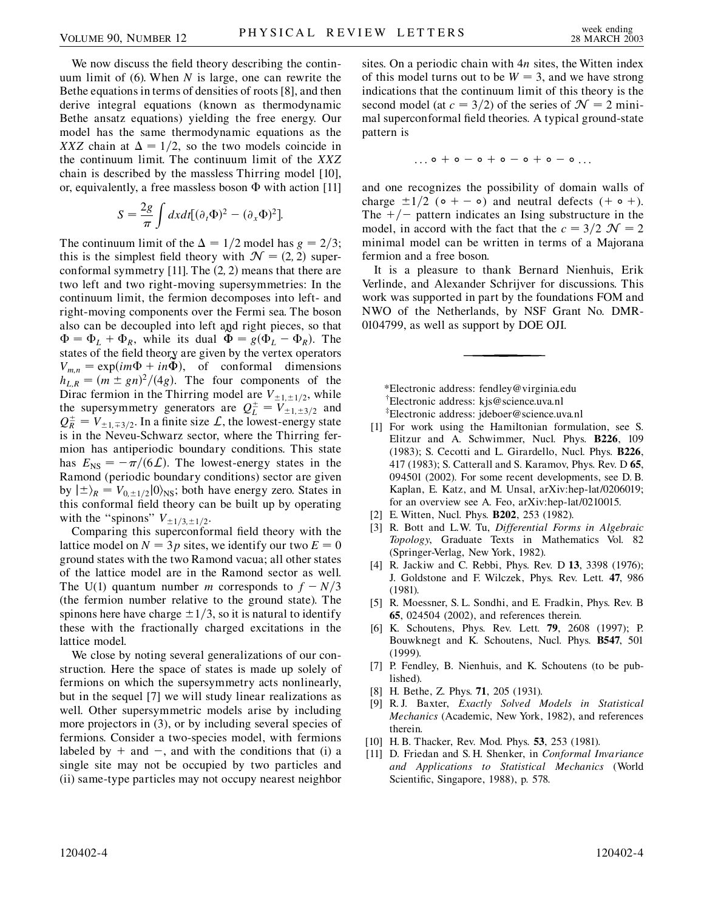We now discuss the field theory describing the continuum limit of (6). When $N$ is large, one can rewrite the Bethe equations in terms of densities of roots [8], and then derive integral equations (known as thermodynamic Bethe ansatz equations) yielding the free energy. Our model has the same thermodynamic equations as the $XXZ$ chain at $\Delta = 1/2$, so the two models coincide in the continuum limit. The continuum limit of the $XXZ$ chain is described by the massless Thirring model [10], or, equivalently, a free massless boson $\Phi$ with action [11]

$$S = \frac{2g}{\pi} \int dx dt [(\partial_t \Phi)^2 - (\partial_x \Phi)^2].$$

The continuum limit of the $\Delta = 1/2$ model has $g = 2/3$; this is the simplest field theory with $\mathcal{N} = (2, 2)$ superconformal symmetry [11]. The $(2, 2)$ means that there are two left and two right-moving supersymmetries: In the continuum limit, the fermion decomposes into left- and right-moving components over the Fermi sea. The boson also can be decoupled into left and right pieces, so that $\Phi = \Phi_L + \Phi_R$, while its dual $\tilde{\Phi} = g(\Phi_L - \Phi_R)$. The states of the field theory are given by the vertex operators $V_{m,n} = \exp(im\Phi + in\tilde{\Phi})$, of conformal dimensions $h_{L,R} = (m \pm gn)^2/(4g)$. The four components of the Dirac fermion in the Thirring model are $V_{\pm 1, \pm 1/2}$, while the supersymmetry generators are $Q_L^{\pm} = V_{\pm 1, \pm 3/2}$ and $Q_R^{\pm} = V_{\pm 1, \mp 3/2}$. In a finite size $\mathcal{L}$, the lowest-energy state is in the Neveu-Schwarz sector, where the Thirring fermion has antiperiodic boundary conditions. This state has $E_{\rm NS} = -\pi/(6\mathcal{L})$. The lowest-energy states in the Ramond (periodic boundary conditions) sector are given by $|\pm\rangle_R = V_{0, \pm 1/2}|0\rangle_{\rm NS}$; both have energy zero. States in this conformal field theory can be built up by operating with the "spinons" $V_{\pm 1/3, \pm 1/2}$.

Comparing this superconformal field theory with the lattice model on $N = 3p$ sites, we identify our two $E = 0$ ground states with the two Ramond vacua; all other states of the lattice model are in the Ramond sector as well. The U(1) quantum number $m$ corresponds to $f - N/3$ (the fermion number relative to the ground state). The spinons here have charge $\pm 1/3$, so it is natural to identify these with the fractionally charged excitations in the lattice model.

We close by noting several generalizations of our construction. Here the space of states is made up solely of fermions on which the supersymmetry acts nonlinearly, but in the sequel [7] we will study linear realizations as well. Other supersymmetric models arise by including more projectors in (3), or by including several species of fermions. Consider a two-species model, with fermions labeled by $+$ and $-$, and with the conditions that (i) a single site may not be occupied by two particles and (ii) same-type particles may not occupy nearest neighbor sites. On a periodic chain with $4n$ sites, the Witten index of this model turns out to be $W = 3$, and we have strong indications that the continuum limit of this theory is the second model (at $c = 3/2$) of the series of $\mathcal{N} = 2$ minimal superconformal field theories. A typical ground-state pattern is

$$\ldots \circ + \circ - \circ + \circ - \circ + \circ - \circ \ldots$$

and one recognizes the possibility of domain walls of charge $\pm 1/2$ ($\circ + - \circ$) and neutral defects ($+ \circ +$). The $+/-$ pattern indicates an Ising substructure in the model, in accord with the fact that the $c = 3/2$ $\mathcal{N} = 2$ minimal model can be written in terms of a Majorana fermion and a free boson.

It is a pleasure to thank Bernard Nienhuis, Erik Verlinde, and Alexander Schrijver for discussions. This work was supported in part by the foundations FOM and NWO of the Netherlands, by NSF Grant No. DMR-0104799, as well as support by DOE OJI.

---

*Electronic address: fendley@virginia.edu

†Electronic address: kjs@science.uva.nl

‡Electronic address: jdeboer@science.uva.nl

[1] For work using the Hamiltonian formulation, see S. Elitzur and A. Schwimmer, Nucl. Phys. **B226**, 109 (1983); S. Cecotti and L. Girardello, Nucl. Phys. **B226**, 417 (1983); S. Catterall and S. Karamov, Phys. Rev. D **65**, 094501 (2002). For some recent developments, see D. B. Kaplan, E. Katz, and M. Unsal, arXiv:hep-lat/0206019; for an overview see A. Feo, arXiv:hep-lat/0210015.

[2] E. Witten, Nucl. Phys. **B202**, 253 (1982).

[3] R. Bott and L.W. Tu, *Differential Forms in Algebraic Topology*, Graduate Texts in Mathematics Vol. 82 (Springer-Verlag, New York, 1982).

[4] R. Jackiw and C. Rebbi, Phys. Rev. D **13**, 3398 (1976); J. Goldstone and F. Wilczek, Phys. Rev. Lett. **47**, 986 (1981).

[5] R. Moessner, S. L. Sondhi, and E. Fradkin, Phys. Rev. B **65**, 024504 (2002), and references therein.

[6] K. Schoutens, Phys. Rev. Lett. **79**, 2608 (1997); P. Bouwknegt and K. Schoutens, Nucl. Phys. **B547**, 501 (1999).

[7] P. Fendley, B. Nienhuis, and K. Schoutens (to be published).

[8] H. Bethe, Z. Phys. **71**, 205 (1931).

[9] R.J. Baxter, *Exactly Solved Models in Statistical Mechanics* (Academic, New York, 1982), and references therein.

[10] H. B. Thacker, Rev. Mod. Phys. **53**, 253 (1981).

[11] D. Friedan and S. H. Shenker, in *Conformal Invariance and Applications to Statistical Mechanics* (World Scientific, Singapore, 1988), p. 578.